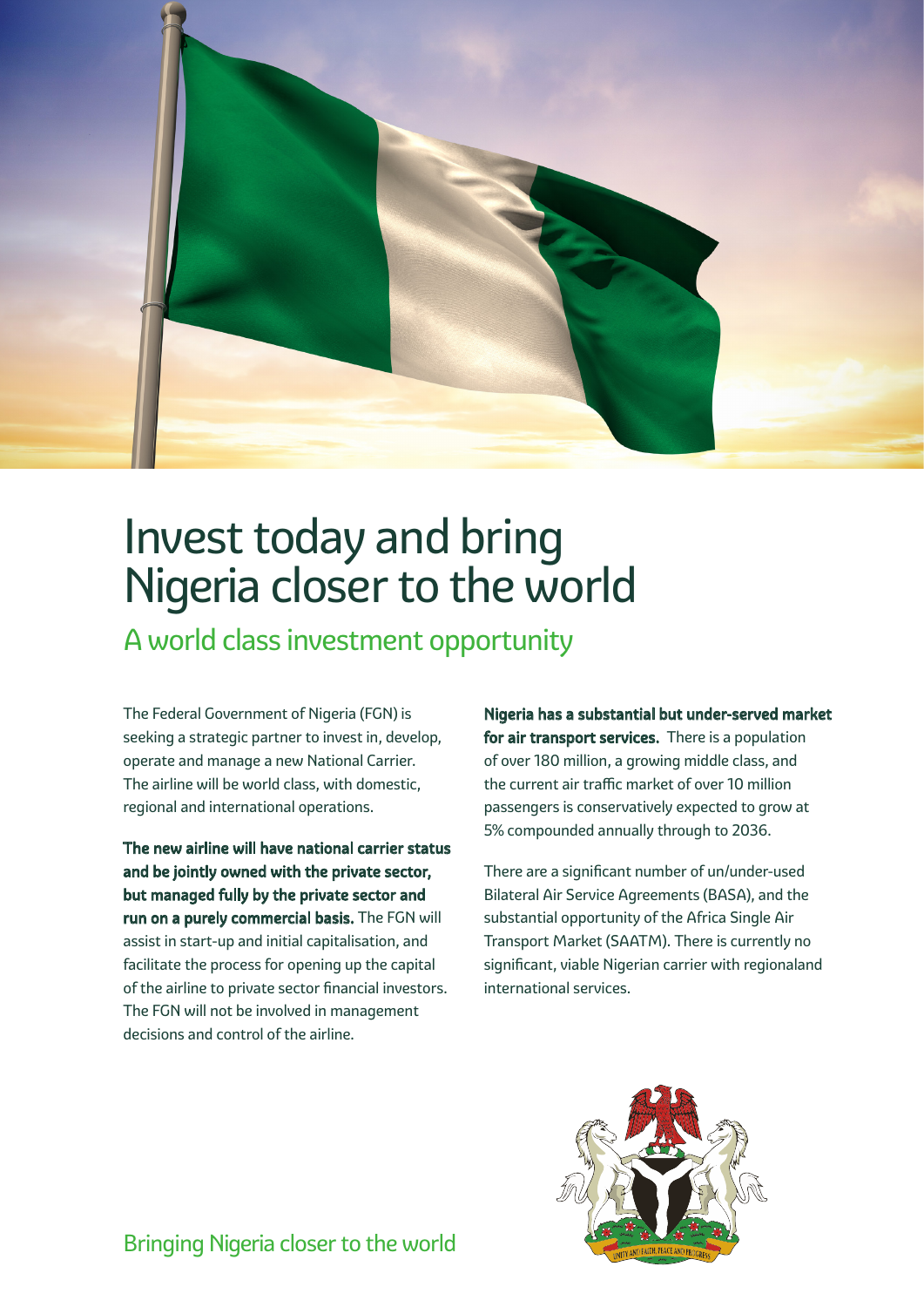# Invest today and bring Nigeria closer to the world

## A world class investment opportunity

The Federal Government of Nigeria (FGN) is seeking a strategic partner to invest in, develop, operate and manage a new National Carrier. The airline will be world class, with domestic, regional and international operations.

**The new airline will have national carrier status and be jointly owned with the private sector, but managed fully by the private sector and run on a purely commercial basis.** The FGN will assist in start-up and initial capitalisation, and facilitate the process for opening up the capital of the airline to private sector financial investors. The FGN will not be involved in management decisions and control of the airline.

**Nigeria has a substantial but under-served market for air transport services.** There is a population of over 180 million, a growing middle class, and the current air traffic market of over 10 million passengers is conservatively expected to grow at 5% compounded annually through to 2036.

There are a significant number of un/under-used Bilateral Air Service Agreements (BASA), and the substantial opportunity of the Africa Single Air Transport Market (SAATM). There is currently no significant, viable Nigerian carrier with regionaland international services.

Bringing Nigeria closer to the world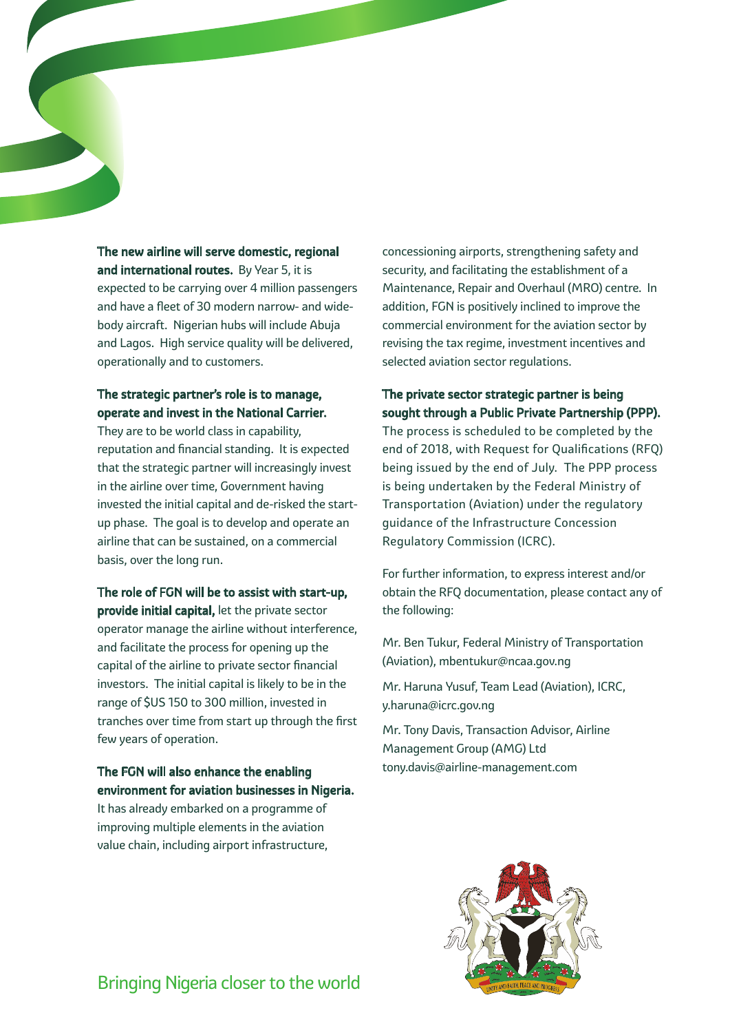**The new airline will serve domestic, regional and international routes.** By Year 5, it is expected to be carrying over 4 million passengers and have a fleet of 30 modern narrow- and wide-body aircraft. Nigerian hubs will include Abuja and Lagos. High service quality will be delivered, operationally and to customers.

**The strategic partner's role is to manage, operate and invest in the National Carrier.** They are to be world class in capability, reputation and financial standing. It is expected that the strategic partner will increasingly invest in the airline over time, Government having invested the initial capital and de-risked the start-up phase. The goal is to develop and operate an airline that can be sustained, on a commercial basis, over the long run.

**The role of FGN will be to assist with start-up, provide initial capital,** let the private sector operator manage the airline without interference, and facilitate the process for opening up the capital of the airline to private sector financial investors. The initial capital is likely to be in the range of $US 150 to 300 million, invested in tranches over time from start up through the first few years of operation.

**The FGN will also enhance the enabling environment for aviation businesses in Nigeria.** It has already embarked on a programme of improving multiple elements in the aviation value chain, including airport infrastructure, concessioning airports, strengthening safety and security, and facilitating the establishment of a Maintenance, Repair and Overhaul (MRO) centre. In addition, FGN is positively inclined to improve the commercial environment for the aviation sector by revising the tax regime, investment incentives and selected aviation sector regulations.

**The private sector strategic partner is being sought through a Public Private Partnership (PPP).** The process is scheduled to be completed by the end of 2018, with Request for Qualifications (RFQ) being issued by the end of July. The PPP process is being undertaken by the Federal Ministry of Transportation (Aviation) under the regulatory guidance of the Infrastructure Concession Regulatory Commission (ICRC).

For further information, to express interest and/or obtain the RFQ documentation, please contact any of the following:

Mr. Ben Tukur, Federal Ministry of Transportation (Aviation), mbentukur@ncaa.gov.ng

Mr. Haruna Yusuf, Team Lead (Aviation), ICRC, y.haruna@icrc.gov.ng

Mr. Tony Davis, Transaction Advisor, Airline Management Group (AMG) Ltd
tony.davis@airline-management.com

Bringing Nigeria closer to the world